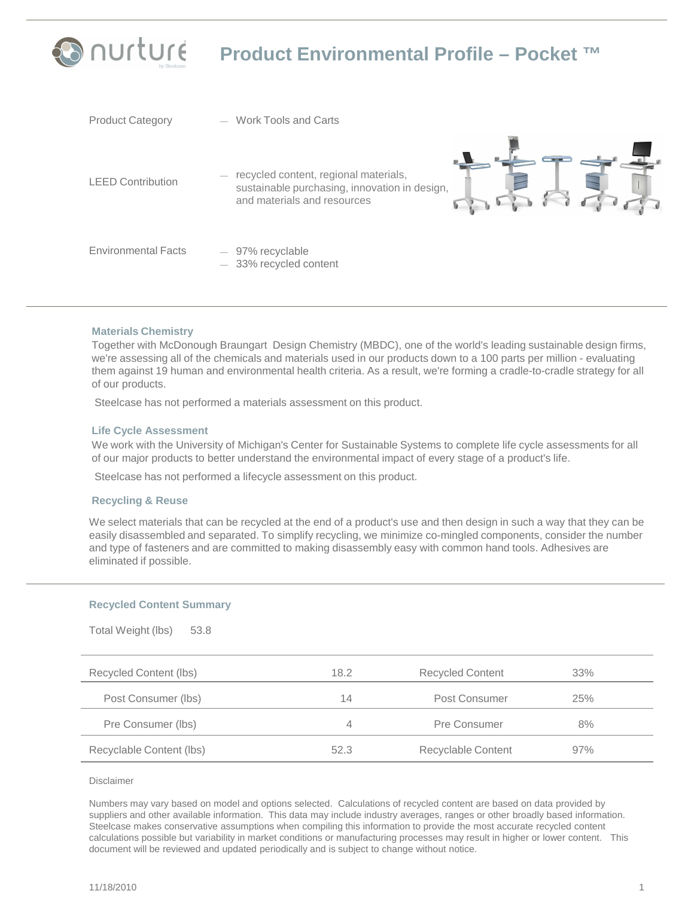# Product Environmental Profile – Pocket ™

nurture by Steelcase

Product Category — Work Tools and Carts

LEED Contribution — recycled content, regional materials, sustainable purchasing, innovation in design, and materials and resources

Environmental Facts
- 97% recyclable
- 33% recycled content

### Materials Chemistry

Together with McDonough Braungart Design Chemistry (MBDC), one of the world's leading sustainable design firms, we're assessing all of the chemicals and materials used in our products down to a 100 parts per million - evaluating them against 19 human and environmental health criteria. As a result, we're forming a cradle-to-cradle strategy for all of our products.

Steelcase has not performed a materials assessment on this product.

### Life Cycle Assessment

We work with the University of Michigan's Center for Sustainable Systems to complete life cycle assessments for all of our major products to better understand the environmental impact of every stage of a product's life.

Steelcase has not performed a lifecycle assessment on this product.

### Recycling & Reuse

We select materials that can be recycled at the end of a product's use and then design in such a way that they can be easily disassembled and separated. To simplify recycling, we minimize co-mingled components, consider the number and type of fasteners and are committed to making disassembly easy with common hand tools. Adhesives are eliminated if possible.

### Recycled Content Summary

Total Weight (lbs) 53.8

| | | | |
|---|---|---|---|
| Recycled Content (lbs) | 18.2 | Recycled Content | 33% |
| Post Consumer (lbs) | 14 | Post Consumer | 25% |
| Pre Consumer (lbs) | 4 | Pre Consumer | 8% |
| Recyclable Content (lbs) | 52.3 | Recyclable Content | 97% |

Disclaimer

Numbers may vary based on model and options selected. Calculations of recycled content are based on data provided by suppliers and other available information. This data may include industry averages, ranges or other broadly based information. Steelcase makes conservative assumptions when compiling this information to provide the most accurate recycled content calculations possible but variability in market conditions or manufacturing processes may result in higher or lower content. This document will be reviewed and updated periodically and is subject to change without notice.

11/18/2010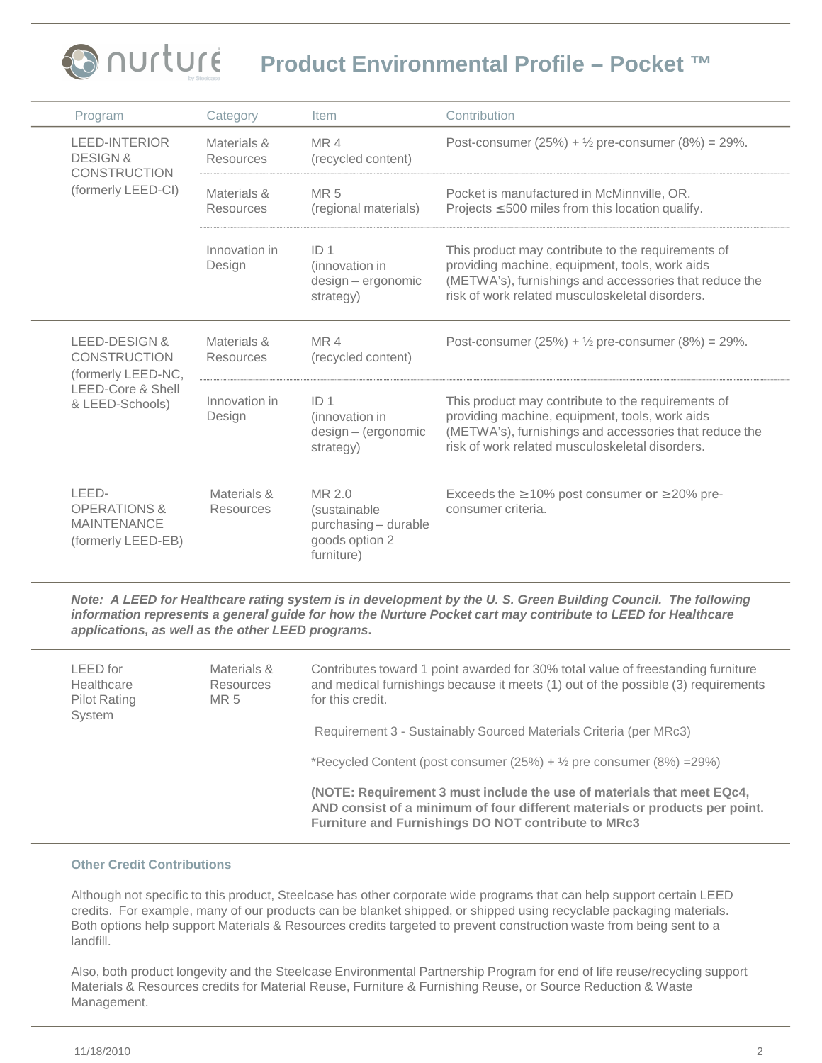# Product Environmental Profile – Pocket ™

| Program | Category | Item | Contribution |
|---|---|---|---|
| LEED-INTERIOR DESIGN & CONSTRUCTION (formerly LEED-CI) | Materials & Resources | MR 4 (recycled content) | Post-consumer (25%) + ½ pre-consumer (8%) = 29%. |
| | Materials & Resources | MR 5 (regional materials) | Pocket is manufactured in McMinnville, OR. Projects ≤500 miles from this location qualify. |
| | Innovation in Design | ID 1 (innovation in design – ergonomic strategy) | This product may contribute to the requirements of providing machine, equipment, tools, work aids (METWA's), furnishings and accessories that reduce the risk of work related musculoskeletal disorders. |
| LEED-DESIGN & CONSTRUCTION (formerly LEED-NC, LEED-Core & Shell & LEED-Schools) | Materials & Resources | MR 4 (recycled content) | Post-consumer (25%) + ½ pre-consumer (8%) = 29%. |
| | Innovation in Design | ID 1 (innovation in design – (ergonomic strategy) | This product may contribute to the requirements of providing machine, equipment, tools, work aids (METWA's), furnishings and accessories that reduce the risk of work related musculoskeletal disorders. |
| LEED-OPERATIONS & MAINTENANCE (formerly LEED-EB) | Materials & Resources | MR 2.0 (sustainable purchasing – durable goods option 2 furniture) | Exceeds the ≥10% post consumer **or** ≥20% pre-consumer criteria. |

***Note: A LEED for Healthcare rating system is in development by the U. S. Green Building Council. The following information represents a general guide for how the Nurture Pocket cart may contribute to LEED for Healthcare applications, as well as the other LEED programs.***

| | | |
|---|---|---|
| LEED for Healthcare Pilot Rating System | Materials & Resources MR 5 | Contributes toward 1 point awarded for 30% total value of freestanding furniture and medical furnishings because it meets (1) out of the possible (3) requirements for this credit.<br><br>Requirement 3 - Sustainably Sourced Materials Criteria (per MRc3)<br><br>*Recycled Content (post consumer (25%) + ½ pre consumer (8%) =29%)<br><br>**(NOTE: Requirement 3 must include the use of materials that meet EQc4, AND consist of a minimum of four different materials or products per point. Furniture and Furnishings DO NOT contribute to MRc3** |

**Other Credit Contributions**

Although not specific to this product, Steelcase has other corporate wide programs that can help support certain LEED credits. For example, many of our products can be blanket shipped, or shipped using recyclable packaging materials. Both options help support Materials & Resources credits targeted to prevent construction waste from being sent to a landfill.

Also, both product longevity and the Steelcase Environmental Partnership Program for end of life reuse/recycling support Materials & Resources credits for Material Reuse, Furniture & Furnishing Reuse, or Source Reduction & Waste Management.

11/18/2010